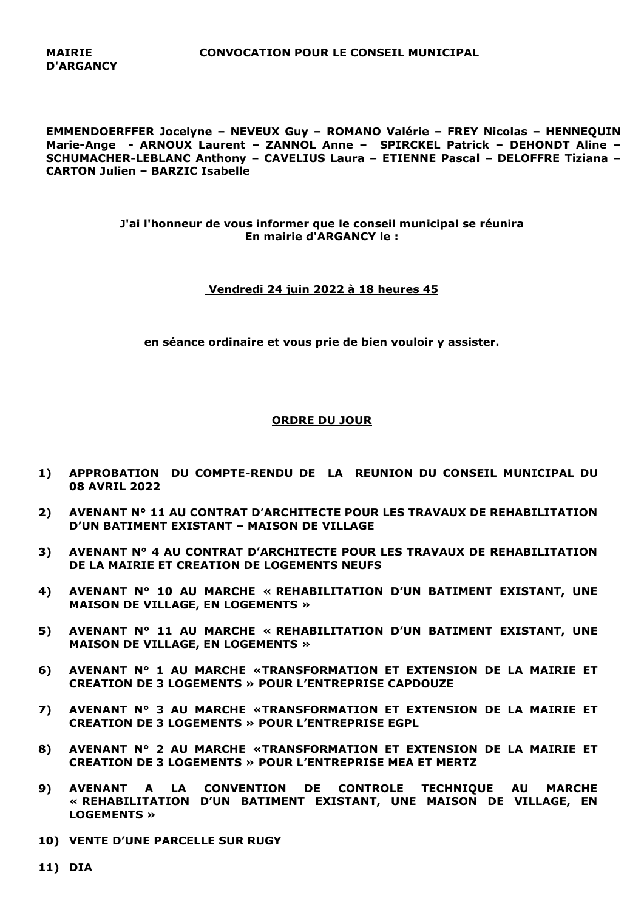**MAIRIE D'ARGANCY**

**CONVOCATION POUR LE CONSEIL MUNICIPAL**

**EMMENDOERFFER Jocelyne – NEVEUX Guy – ROMANO Valérie – FREY Nicolas – HENNEQUIN Marie-Ange - ARNOUX Laurent – ZANNOL Anne – SPIRCKEL Patrick – DEHONDT Aline – SCHUMACHER-LEBLANC Anthony – CAVELIUS Laura – ETIENNE Pascal – DELOFFRE Tiziana – CARTON Julien – BARZIC Isabelle**

**J'ai l'honneur de vous informer que le conseil municipal se réunira En mairie d'ARGANCY le :**

**Vendredi 24 juin 2022 à 18 heures 45**

**en séance ordinaire et vous prie de bien vouloir y assister.**

## ORDRE DU JOUR

1) **APPROBATION DU COMPTE-RENDU DE LA REUNION DU CONSEIL MUNICIPAL DU 08 AVRIL 2022**
2) **AVENANT N° 11 AU CONTRAT D'ARCHITECTE POUR LES TRAVAUX DE REHABILITATION D'UN BATIMENT EXISTANT – MAISON DE VILLAGE**
3) **AVENANT N° 4 AU CONTRAT D'ARCHITECTE POUR LES TRAVAUX DE REHABILITATION DE LA MAIRIE ET CREATION DE LOGEMENTS NEUFS**
4) **AVENANT N° 10 AU MARCHE « REHABILITATION D'UN BATIMENT EXISTANT, UNE MAISON DE VILLAGE, EN LOGEMENTS »**
5) **AVENANT N° 11 AU MARCHE « REHABILITATION D'UN BATIMENT EXISTANT, UNE MAISON DE VILLAGE, EN LOGEMENTS »**
6) **AVENANT N° 1 AU MARCHE «TRANSFORMATION ET EXTENSION DE LA MAIRIE ET CREATION DE 3 LOGEMENTS » POUR L'ENTREPRISE CAPDOUZE**
7) **AVENANT N° 3 AU MARCHE «TRANSFORMATION ET EXTENSION DE LA MAIRIE ET CREATION DE 3 LOGEMENTS » POUR L'ENTREPRISE EGPL**
8) **AVENANT N° 2 AU MARCHE «TRANSFORMATION ET EXTENSION DE LA MAIRIE ET CREATION DE 3 LOGEMENTS » POUR L'ENTREPRISE MEA ET MERTZ**
9) **AVENANT A LA CONVENTION DE CONTROLE TECHNIQUE AU MARCHE « REHABILITATION D'UN BATIMENT EXISTANT, UNE MAISON DE VILLAGE, EN LOGEMENTS »**
10) **VENTE D'UNE PARCELLE SUR RUGY**
11) **DIA**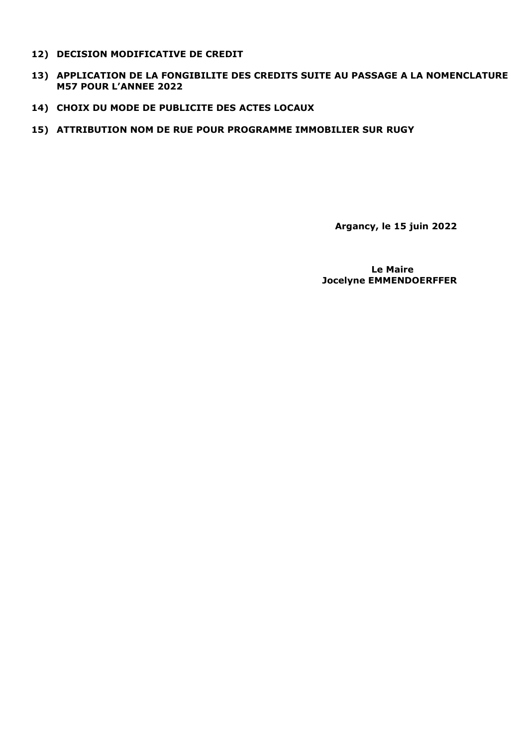**12) DECISION MODIFICATIVE DE CREDIT**

**13) APPLICATION DE LA FONGIBILITE DES CREDITS SUITE AU PASSAGE A LA NOMENCLATURE M57 POUR L'ANNEE 2022**

**14) CHOIX DU MODE DE PUBLICITE DES ACTES LOCAUX**

**15) ATTRIBUTION NOM DE RUE POUR PROGRAMME IMMOBILIER SUR RUGY**

**Argancy, le 15 juin 2022**

**Le Maire**
**Jocelyne EMMENDOERFFER**